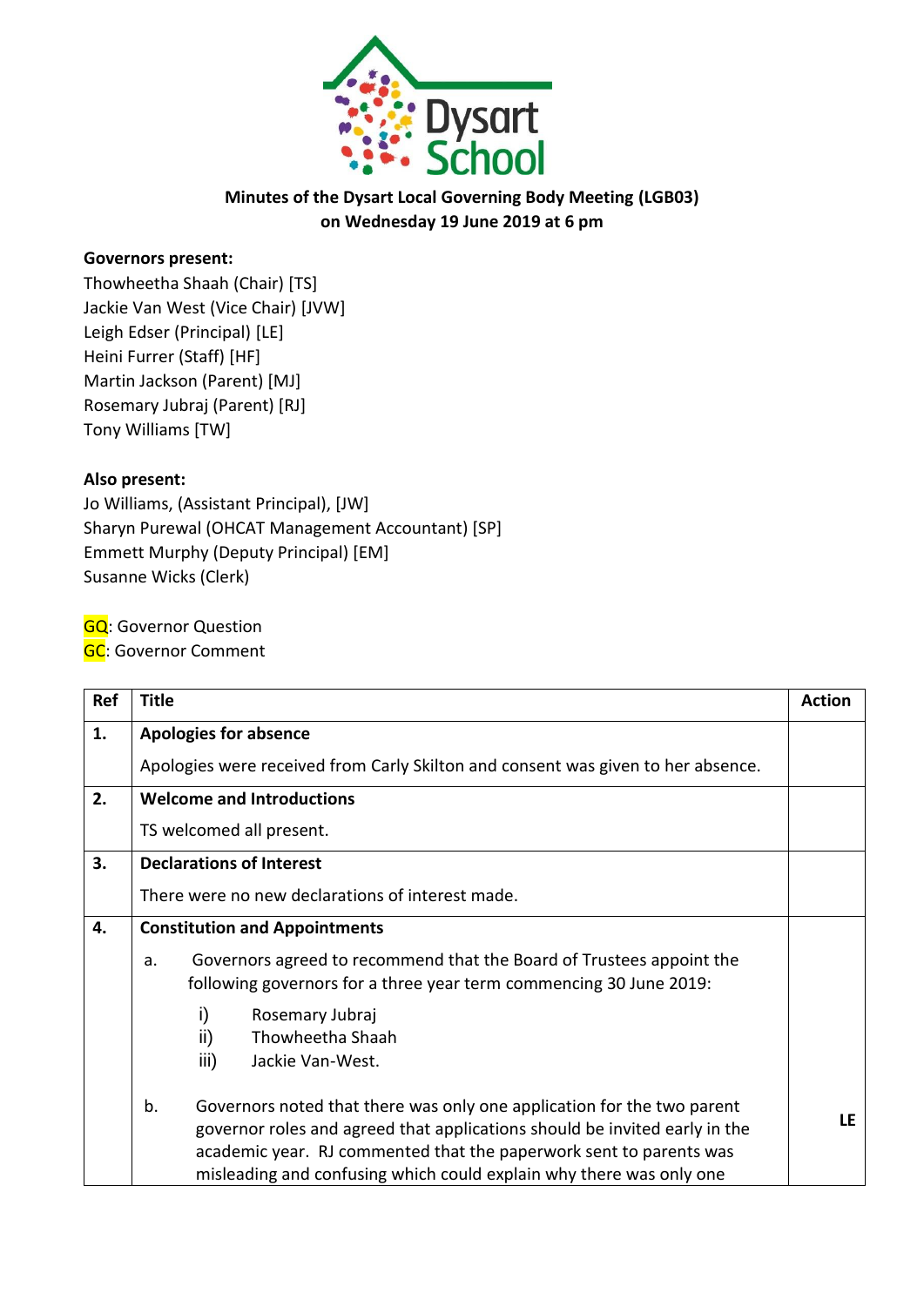Dysart School

**Minutes of the Dysart Local Governing Body Meeting (LGB03)**
**on Wednesday 19 June 2019 at 6 pm**

**Governors present:**
Thowheetha Shaah (Chair) [TS]
Jackie Van West (Vice Chair) [JVW]
Leigh Edser (Principal) [LE]
Heini Furrer (Staff) [HF]
Martin Jackson (Parent) [MJ]
Rosemary Jubraj (Parent) [RJ]
Tony Williams [TW]

**Also present:**
Jo Williams, (Assistant Principal), [JW]
Sharyn Purewal (OHCAT Management Accountant) [SP]
Emmett Murphy (Deputy Principal) [EM]
Susanne Wicks (Clerk)

GQ: Governor Question
GC: Governor Comment

| Ref | Title | Action |
|---|---|---|
| **1.** | **Apologies for absence**<br><br>Apologies were received from Carly Skilton and consent was given to her absence. | |
| **2.** | **Welcome and Introductions**<br><br>TS welcomed all present. | |
| **3.** | **Declarations of Interest**<br><br>There were no new declarations of interest made. | |
| **4.** | **Constitution and Appointments**<br><br>a. Governors agreed to recommend that the Board of Trustees appoint the following governors for a three year term commencing 30 June 2019:<br>i) Rosemary Jubraj<br>ii) Thowheetha Shaah<br>iii) Jackie Van-West.<br><br>b. Governors noted that there was only one application for the two parent governor roles and agreed that applications should be invited early in the academic year. RJ commented that the paperwork sent to parents was misleading and confusing which could explain why there was only one | **LE** |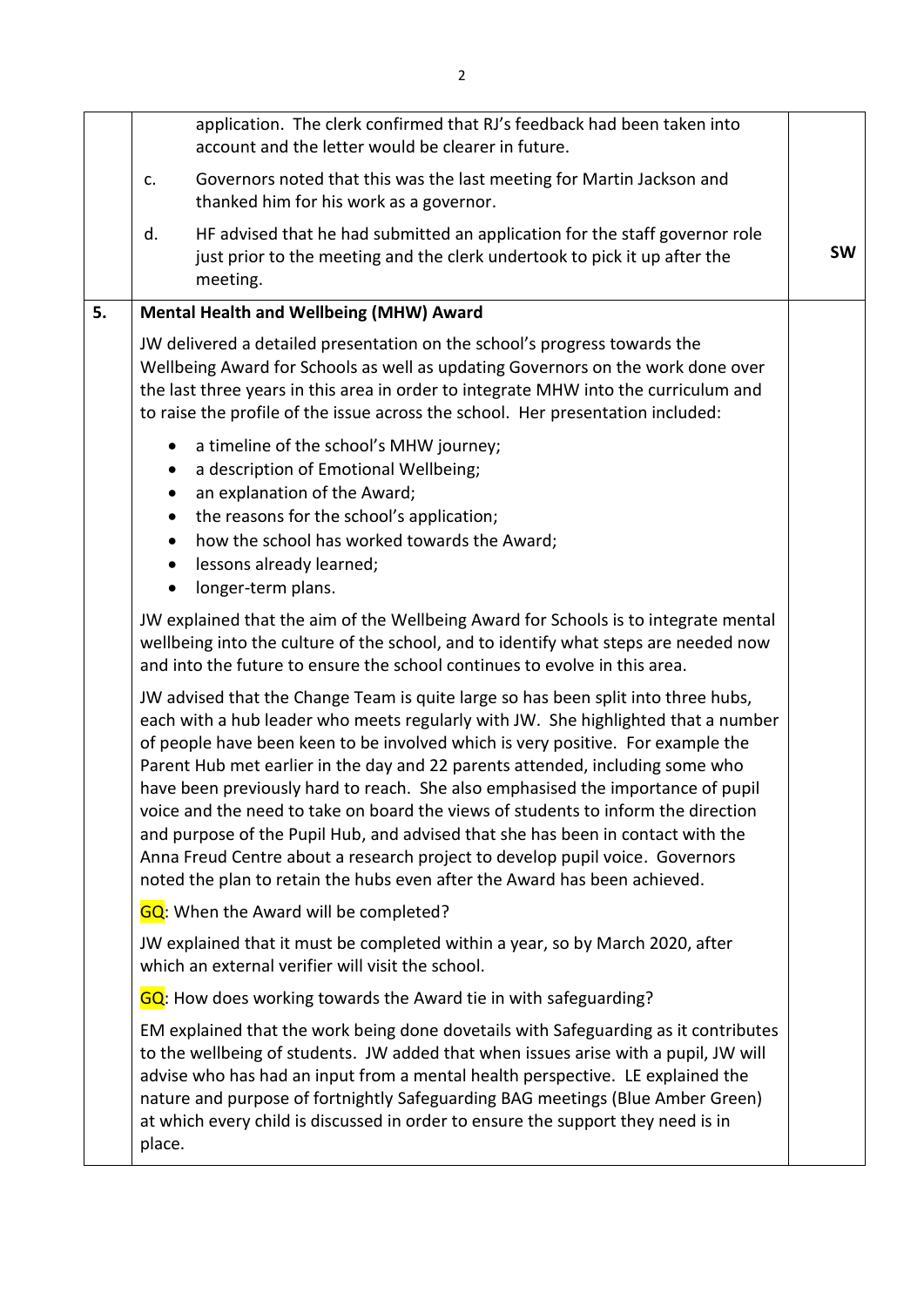| | | |
|---|---|---|
| | application. The clerk confirmed that RJ's feedback had been taken into account and the letter would be clearer in future. | |
| | c. Governors noted that this was the last meeting for Martin Jackson and thanked him for his work as a governor. | |
| | d. HF advised that he had submitted an application for the staff governor role just prior to the meeting and the clerk undertook to pick it up after the meeting. | **SW** |
| **5.** | **Mental Health and Wellbeing (MHW) Award**<br><br>JW delivered a detailed presentation on the school's progress towards the Wellbeing Award for Schools as well as updating Governors on the work done over the last three years in this area in order to integrate MHW into the curriculum and to raise the profile of the issue across the school. Her presentation included:<br><br>• a timeline of the school's MHW journey;<br>• a description of Emotional Wellbeing;<br>• an explanation of the Award;<br>• the reasons for the school's application;<br>• how the school has worked towards the Award;<br>• lessons already learned;<br>• longer-term plans.<br><br>JW explained that the aim of the Wellbeing Award for Schools is to integrate mental wellbeing into the culture of the school, and to identify what steps are needed now and into the future to ensure the school continues to evolve in this area.<br><br>JW advised that the Change Team is quite large so has been split into three hubs, each with a hub leader who meets regularly with JW. She highlighted that a number of people have been keen to be involved which is very positive. For example the Parent Hub met earlier in the day and 22 parents attended, including some who have been previously hard to reach. She also emphasised the importance of pupil voice and the need to take on board the views of students to inform the direction and purpose of the Pupil Hub, and advised that she has been in contact with the Anna Freud Centre about a research project to develop pupil voice. Governors noted the plan to retain the hubs even after the Award has been achieved.<br><br>GQ: When the Award will be completed?<br><br>JW explained that it must be completed within a year, so by March 2020, after which an external verifier will visit the school.<br><br>GQ: How does working towards the Award tie in with safeguarding?<br><br>EM explained that the work being done dovetails with Safeguarding as it contributes to the wellbeing of students. JW added that when issues arise with a pupil, JW will advise who has had an input from a mental health perspective. LE explained the nature and purpose of fortnightly Safeguarding BAG meetings (Blue Amber Green) at which every child is discussed in order to ensure the support they need is in place. | |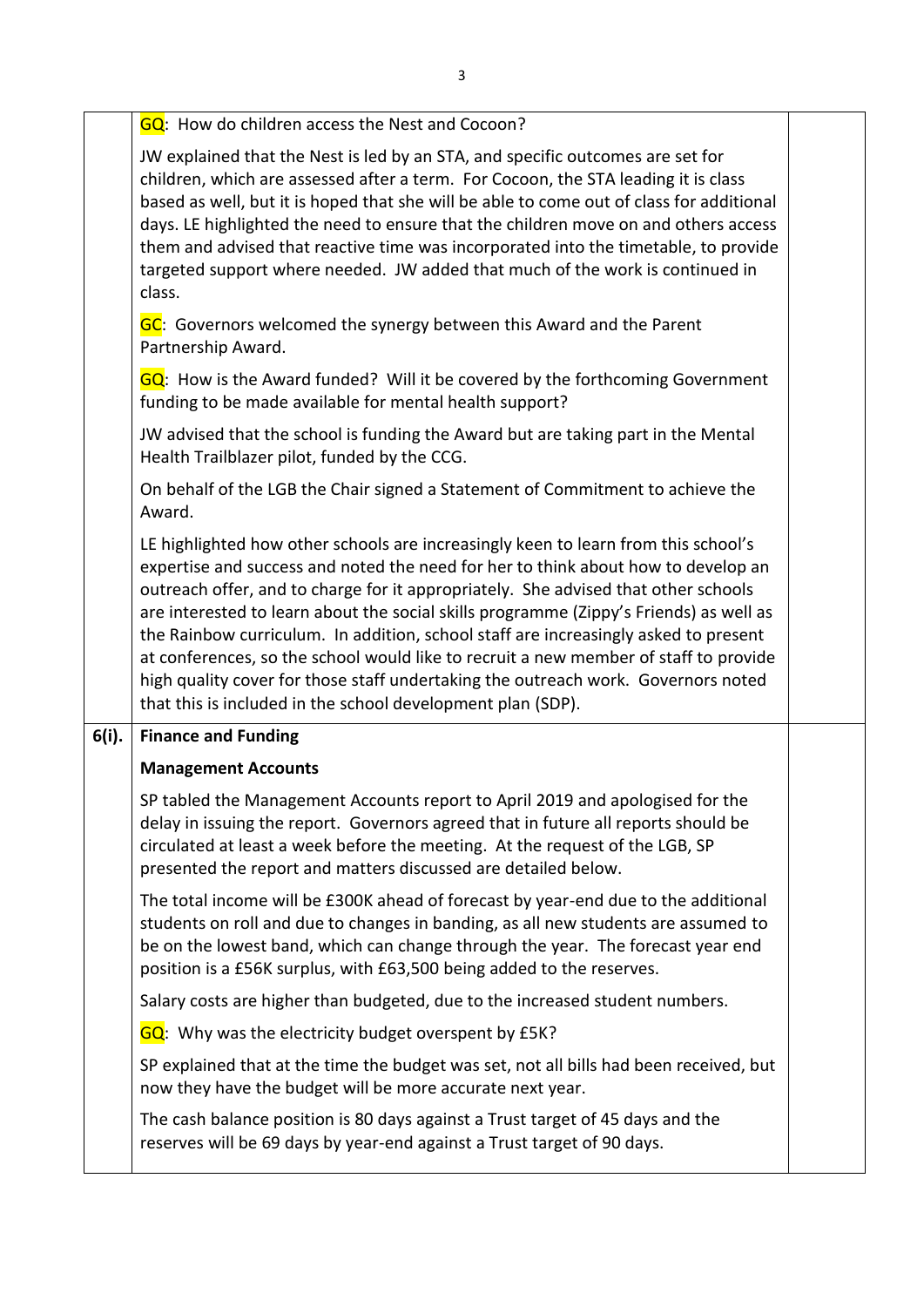| | | |
|---|---|---|
| | GQ: How do children access the Nest and Cocoon? | |
| | JW explained that the Nest is led by an STA, and specific outcomes are set for children, which are assessed after a term. For Cocoon, the STA leading it is class based as well, but it is hoped that she will be able to come out of class for additional days. LE highlighted the need to ensure that the children move on and others access them and advised that reactive time was incorporated into the timetable, to provide targeted support where needed. JW added that much of the work is continued in class. | |
| | GC: Governors welcomed the synergy between this Award and the Parent Partnership Award. | |
| | GQ: How is the Award funded? Will it be covered by the forthcoming Government funding to be made available for mental health support? | |
| | JW advised that the school is funding the Award but are taking part in the Mental Health Trailblazer pilot, funded by the CCG. | |
| | On behalf of the LGB the Chair signed a Statement of Commitment to achieve the Award. | |
| | LE highlighted how other schools are increasingly keen to learn from this school's expertise and success and noted the need for her to think about how to develop an outreach offer, and to charge for it appropriately. She advised that other schools are interested to learn about the social skills programme (Zippy's Friends) as well as the Rainbow curriculum. In addition, school staff are increasingly asked to present at conferences, so the school would like to recruit a new member of staff to provide high quality cover for those staff undertaking the outreach work. Governors noted that this is included in the school development plan (SDP). | |
| **6(i).** | **Finance and Funding** | |
| | **Management Accounts** | |
| | SP tabled the Management Accounts report to April 2019 and apologised for the delay in issuing the report. Governors agreed that in future all reports should be circulated at least a week before the meeting. At the request of the LGB, SP presented the report and matters discussed are detailed below. | |
| | The total income will be £300K ahead of forecast by year-end due to the additional students on roll and due to changes in banding, as all new students are assumed to be on the lowest band, which can change through the year. The forecast year end position is a £56K surplus, with £63,500 being added to the reserves. | |
| | Salary costs are higher than budgeted, due to the increased student numbers. | |
| | GQ: Why was the electricity budget overspent by £5K? | |
| | SP explained that at the time the budget was set, not all bills had been received, but now they have the budget will be more accurate next year. | |
| | The cash balance position is 80 days against a Trust target of 45 days and the reserves will be 69 days by year-end against a Trust target of 90 days. | |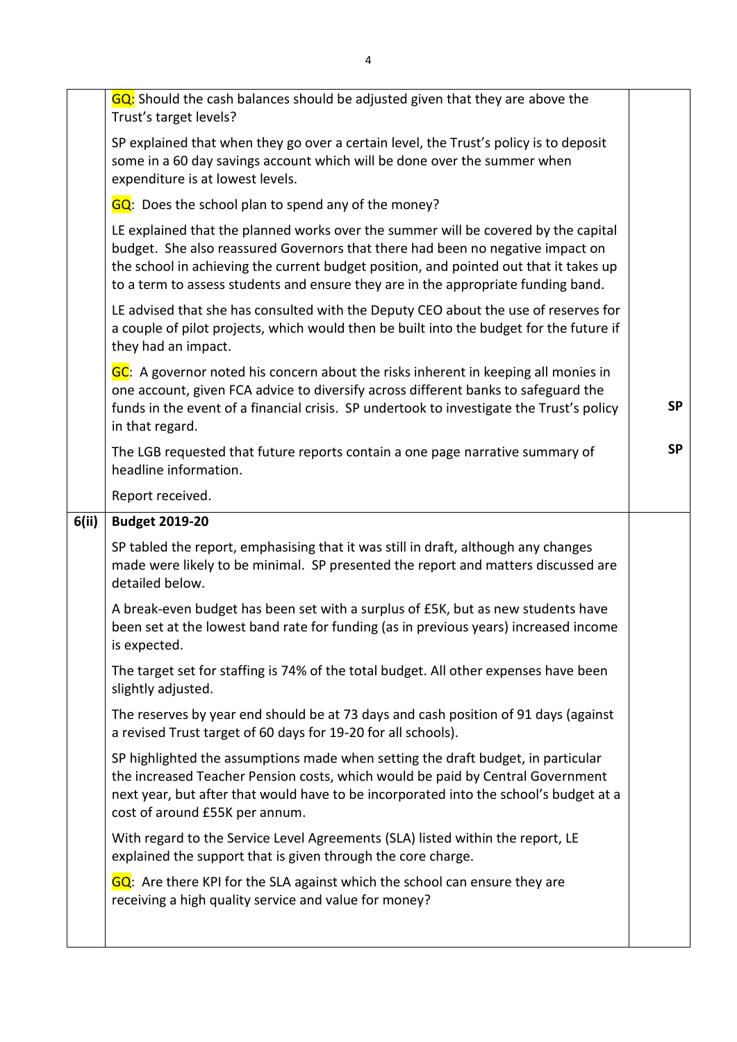| | | |
|---|---|---|
| | GQ: Should the cash balances should be adjusted given that they are above the Trust's target levels?<br><br>SP explained that when they go over a certain level, the Trust's policy is to deposit some in a 60 day savings account which will be done over the summer when expenditure is at lowest levels.<br><br>GQ: Does the school plan to spend any of the money?<br><br>LE explained that the planned works over the summer will be covered by the capital budget. She also reassured Governors that there had been no negative impact on the school in achieving the current budget position, and pointed out that it takes up to a term to assess students and ensure they are in the appropriate funding band.<br><br>LE advised that she has consulted with the Deputy CEO about the use of reserves for a couple of pilot projects, which would then be built into the budget for the future if they had an impact.<br><br>GC: A governor noted his concern about the risks inherent in keeping all monies in one account, given FCA advice to diversify across different banks to safeguard the funds in the event of a financial crisis. SP undertook to investigate the Trust's policy in that regard.<br><br>The LGB requested that future reports contain a one page narrative summary of headline information.<br><br>Report received. | <br><br><br><br><br><br><br><br><br><br><br><br><br><br><br><br>**SP**<br><br>**SP** |
| **6(ii)** | **Budget 2019-20**<br><br>SP tabled the report, emphasising that it was still in draft, although any changes made were likely to be minimal. SP presented the report and matters discussed are detailed below.<br><br>A break-even budget has been set with a surplus of £5K, but as new students have been set at the lowest band rate for funding (as in previous years) increased income is expected.<br><br>The target set for staffing is 74% of the total budget. All other expenses have been slightly adjusted.<br><br>The reserves by year end should be at 73 days and cash position of 91 days (against a revised Trust target of 60 days for 19-20 for all schools).<br><br>SP highlighted the assumptions made when setting the draft budget, in particular the increased Teacher Pension costs, which would be paid by Central Government next year, but after that would have to be incorporated into the school's budget at a cost of around £55K per annum.<br><br>With regard to the Service Level Agreements (SLA) listed within the report, LE explained the support that is given through the core charge.<br><br>GQ: Are there KPI for the SLA against which the school can ensure they are receiving a high quality service and value for money? | |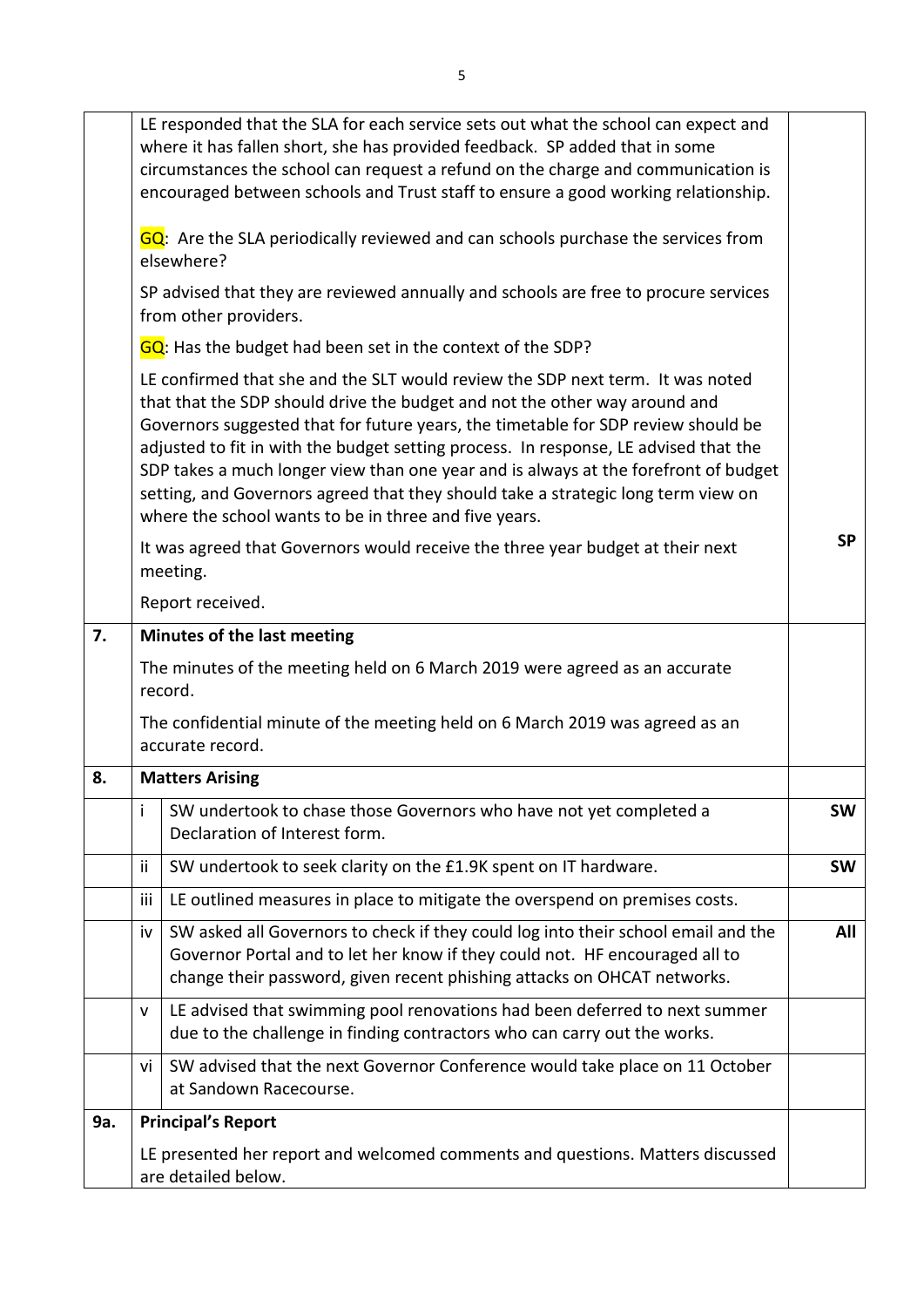| | | |
|---|---|---|
| | LE responded that the SLA for each service sets out what the school can expect and where it has fallen short, she has provided feedback. SP added that in some circumstances the school can request a refund on the charge and communication is encouraged between schools and Trust staff to ensure a good working relationship.<br><br>GQ: Are the SLA periodically reviewed and can schools purchase the services from elsewhere?<br><br>SP advised that they are reviewed annually and schools are free to procure services from other providers.<br><br>GQ: Has the budget had been set in the context of the SDP?<br><br>LE confirmed that she and the SLT would review the SDP next term. It was noted that that the SDP should drive the budget and not the other way around and Governors suggested that for future years, the timetable for SDP review should be adjusted to fit in with the budget setting process. In response, LE advised that the SDP takes a much longer view than one year and is always at the forefront of budget setting, and Governors agreed that they should take a strategic long term view on where the school wants to be in three and five years.<br><br>It was agreed that Governors would receive the three year budget at their next meeting.<br><br>Report received. | **SP** |
| **7.** | **Minutes of the last meeting**<br><br>The minutes of the meeting held on 6 March 2019 were agreed as an accurate record.<br><br>The confidential minute of the meeting held on 6 March 2019 was agreed as an accurate record. | |
| **8.** | **Matters Arising** | |
| | i SW undertook to chase those Governors who have not yet completed a Declaration of Interest form. | **SW** |
| | ii SW undertook to seek clarity on the £1.9K spent on IT hardware. | **SW** |
| | iii LE outlined measures in place to mitigate the overspend on premises costs. | |
| | iv SW asked all Governors to check if they could log into their school email and the Governor Portal and to let her know if they could not. HF encouraged all to change their password, given recent phishing attacks on OHCAT networks. | **All** |
| | v LE advised that swimming pool renovations had been deferred to next summer due to the challenge in finding contractors who can carry out the works. | |
| | vi SW advised that the next Governor Conference would take place on 11 October at Sandown Racecourse. | |
| **9a.** | **Principal's Report**<br><br>LE presented her report and welcomed comments and questions. Matters discussed are detailed below. | |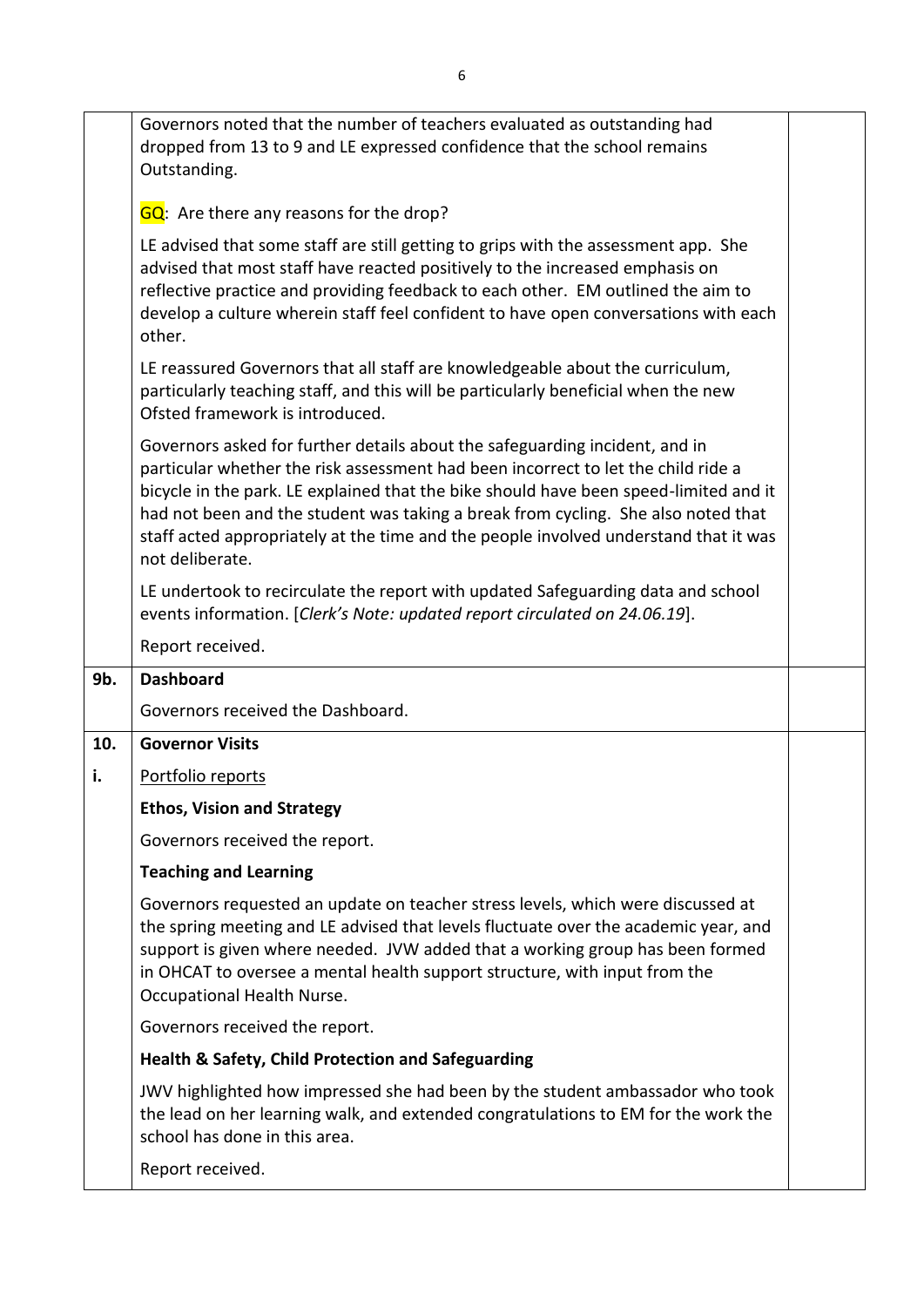| | | |
|---|---|---|
| | Governors noted that the number of teachers evaluated as outstanding had dropped from 13 to 9 and LE expressed confidence that the school remains Outstanding.<br><br>GQ: Are there any reasons for the drop?<br><br>LE advised that some staff are still getting to grips with the assessment app. She advised that most staff have reacted positively to the increased emphasis on reflective practice and providing feedback to each other. EM outlined the aim to develop a culture wherein staff feel confident to have open conversations with each other.<br><br>LE reassured Governors that all staff are knowledgeable about the curriculum, particularly teaching staff, and this will be particularly beneficial when the new Ofsted framework is introduced.<br><br>Governors asked for further details about the safeguarding incident, and in particular whether the risk assessment had been incorrect to let the child ride a bicycle in the park. LE explained that the bike should have been speed-limited and it had not been and the student was taking a break from cycling. She also noted that staff acted appropriately at the time and the people involved understand that it was not deliberate.<br><br>LE undertook to recirculate the report with updated Safeguarding data and school events information. [*Clerk's Note: updated report circulated on 24.06.19*].<br><br>Report received. | |
| **9b.** | **Dashboard**<br><br>Governors received the Dashboard. | |
| **10.**<br><br>**i.** | **Governor Visits**<br><br>Portfolio reports<br><br>**Ethos, Vision and Strategy**<br><br>Governors received the report.<br><br>**Teaching and Learning**<br><br>Governors requested an update on teacher stress levels, which were discussed at the spring meeting and LE advised that levels fluctuate over the academic year, and support is given where needed. JVW added that a working group has been formed in OHCAT to oversee a mental health support structure, with input from the Occupational Health Nurse.<br><br>Governors received the report.<br><br>**Health & Safety, Child Protection and Safeguarding**<br><br>JWV highlighted how impressed she had been by the student ambassador who took the lead on her learning walk, and extended congratulations to EM for the work the school has done in this area.<br><br>Report received. | |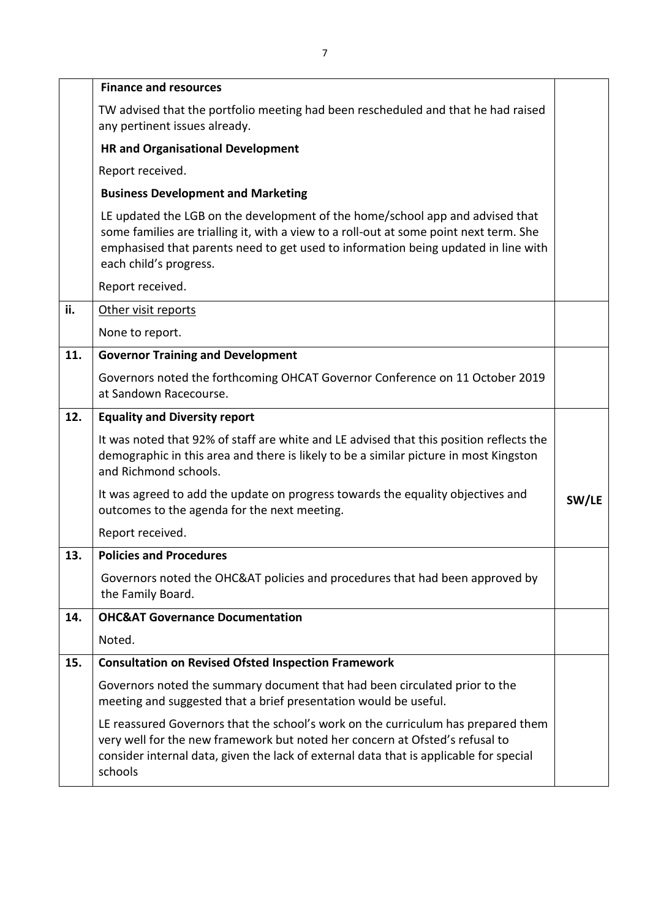| | | |
|---|---|---|
| | **Finance and resources** | |
| | TW advised that the portfolio meeting had been rescheduled and that he had raised any pertinent issues already. | |
| | **HR and Organisational Development** | |
| | Report received. | |
| | **Business Development and Marketing** | |
| | LE updated the LGB on the development of the home/school app and advised that some families are trialling it, with a view to a roll-out at some point next term. She emphasised that parents need to get used to information being updated in line with each child's progress. | |
| | Report received. | |
| **ii.** | Other visit reports | |
| | None to report. | |
| **11.** | **Governor Training and Development** | |
| | Governors noted the forthcoming OHCAT Governor Conference on 11 October 2019 at Sandown Racecourse. | |
| **12.** | **Equality and Diversity report** | |
| | It was noted that 92% of staff are white and LE advised that this position reflects the demographic in this area and there is likely to be a similar picture in most Kingston and Richmond schools. | |
| | It was agreed to add the update on progress towards the equality objectives and outcomes to the agenda for the next meeting. | **SW/LE** |
| | Report received. | |
| **13.** | **Policies and Procedures** | |
| | Governors noted the OHC&AT policies and procedures that had been approved by the Family Board. | |
| **14.** | **OHC&AT Governance Documentation** | |
| | Noted. | |
| **15.** | **Consultation on Revised Ofsted Inspection Framework** | |
| | Governors noted the summary document that had been circulated prior to the meeting and suggested that a brief presentation would be useful. | |
| | LE reassured Governors that the school's work on the curriculum has prepared them very well for the new framework but noted her concern at Ofsted's refusal to consider internal data, given the lack of external data that is applicable for special schools | |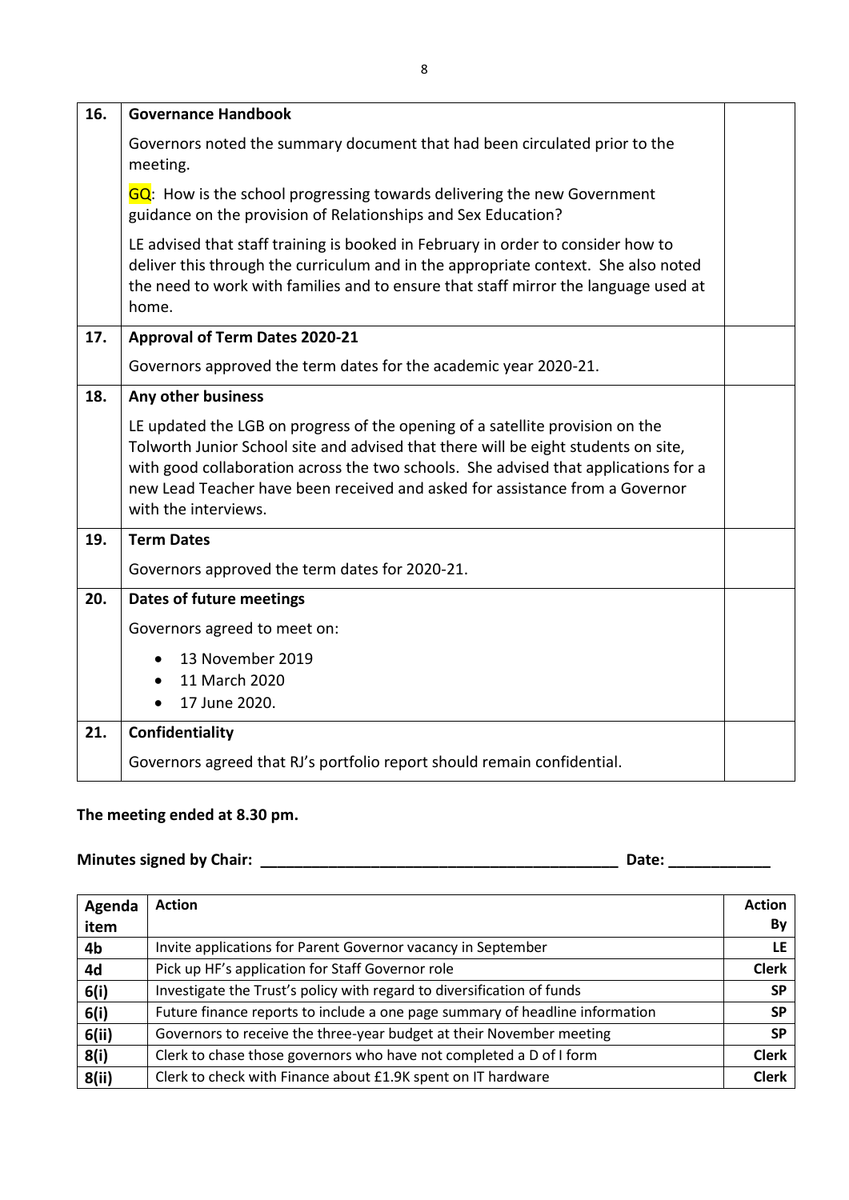| | | |
|---|---|---|
| **16.** | **Governance Handbook** | |
| | Governors noted the summary document that had been circulated prior to the meeting. | |
| | GQ: How is the school progressing towards delivering the new Government guidance on the provision of Relationships and Sex Education? | |
| | LE advised that staff training is booked in February in order to consider how to deliver this through the curriculum and in the appropriate context. She also noted the need to work with families and to ensure that staff mirror the language used at home. | |
| **17.** | **Approval of Term Dates 2020-21** | |
| | Governors approved the term dates for the academic year 2020-21. | |
| **18.** | **Any other business** | |
| | LE updated the LGB on progress of the opening of a satellite provision on the Tolworth Junior School site and advised that there will be eight students on site, with good collaboration across the two schools. She advised that applications for a new Lead Teacher have been received and asked for assistance from a Governor with the interviews. | |
| **19.** | **Term Dates** | |
| | Governors approved the term dates for 2020-21. | |
| **20.** | **Dates of future meetings** | |
| | Governors agreed to meet on:<br>• 13 November 2019<br>• 11 March 2020<br>• 17 June 2020. | |
| **21.** | **Confidentiality** | |
| | Governors agreed that RJ's portfolio report should remain confidential. | |

**The meeting ended at 8.30 pm.**

**Minutes signed by Chair: ___________________________________________ Date: ____________**

| Agenda item | Action | Action By |
|---|---|---|
| **4b** | Invite applications for Parent Governor vacancy in September | **LE** |
| **4d** | Pick up HF's application for Staff Governor role | **Clerk** |
| **6(i)** | Investigate the Trust's policy with regard to diversification of funds | **SP** |
| **6(i)** | Future finance reports to include a one page summary of headline information | **SP** |
| **6(ii)** | Governors to receive the three-year budget at their November meeting | **SP** |
| **8(i)** | Clerk to chase those governors who have not completed a D of I form | **Clerk** |
| **8(ii)** | Clerk to check with Finance about £1.9K spent on IT hardware | **Clerk** |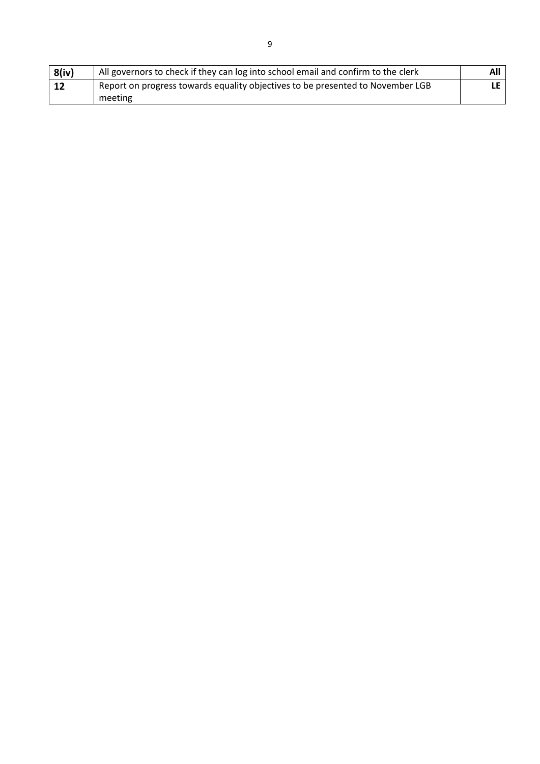| | | |
|---|---|---|
| **8(iv)** | All governors to check if they can log into school email and confirm to the clerk | **All** |
| **12** | Report on progress towards equality objectives to be presented to November LGB meeting | **LE** |